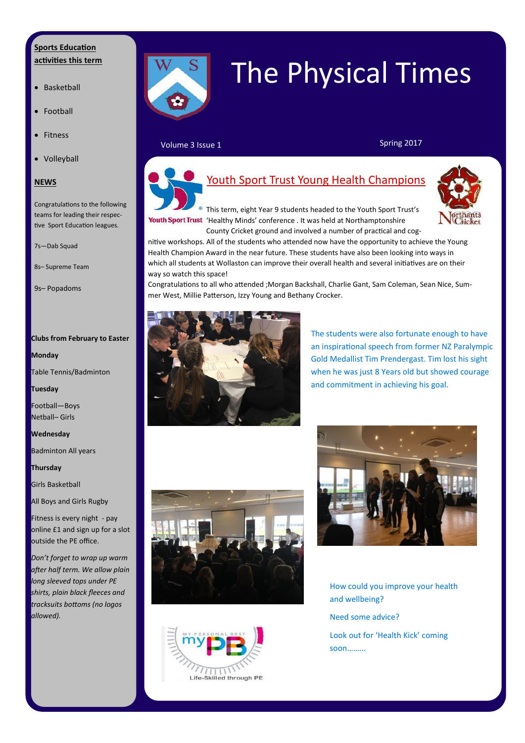# The Physical Times

Volume 3 Issue 1

Spring 2017

**Sports Education activities this term**

- Basketball
- Football
- Fitness
- Volleyball

**NEWS**

Congratulations to the following teams for leading their respective Sport Education leagues.

7s—Dab Squad

8s– Supreme Team

9s– Popadoms

**Clubs from February to Easter**

**Monday**

Table Tennis/Badminton

**Tuesday**

Football—Boys
Netball– Girls

**Wednesday**

Badminton All years

**Thursday**

Girls Basketball

All Boys and Girls Rugby

Fitness is every night - pay online £1 and sign up for a slot outside the PE office.

*Don't forget to wrap up warm after half term. We allow plain long sleeved tops under PE shirts, plain black fleeces and tracksuits bottoms (no logos allowed).*

## Youth Sport Trust Young Health Champions

This term, eight Year 9 students headed to the Youth Sport Trust's 'Healthy Minds' conference . It was held at Northamptonshire County Cricket ground and involved a number of practical and cognitive workshops. All of the students who attended now have the opportunity to achieve the Young Health Champion Award in the near future. These students have also been looking into ways in which all students at Wollaston can improve their overall health and several initiatives are on their way so watch this space!

Congratulations to all who attended ;Morgan Backshall, Charlie Gant, Sam Coleman, Sean Nice, Summer West, Millie Patterson, Izzy Young and Bethany Crocker.

The students were also fortunate enough to have an inspirational speech from former NZ Paralympic Gold Medallist Tim Prendergast. Tim lost his sight when he was just 8 Years old but showed courage and commitment in achieving his goal.

How could you improve your health and wellbeing?

Need some advice?

Look out for 'Health Kick' coming soon………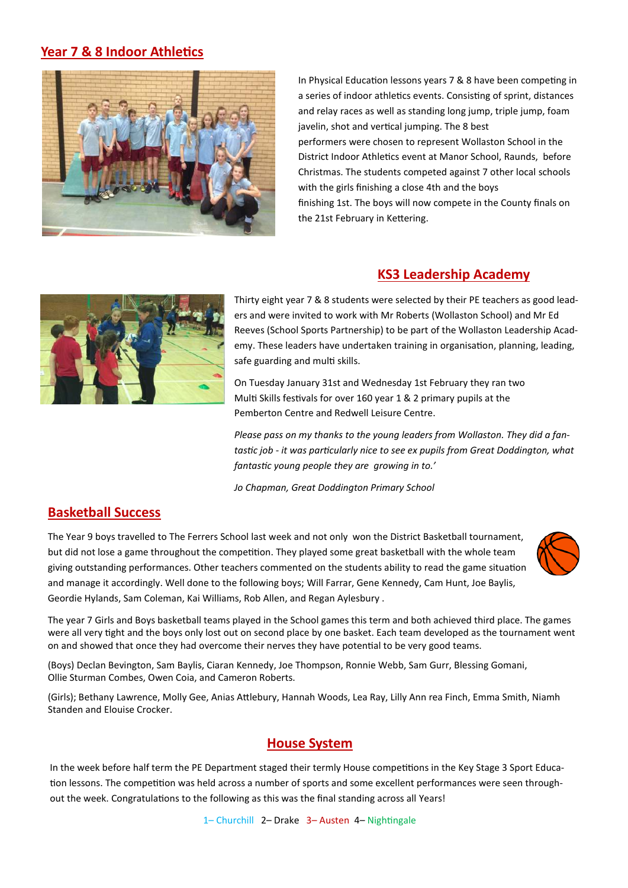## Year 7 & 8 Indoor Athletics

In Physical Education lessons years 7 & 8 have been competing in a series of indoor athletics events. Consisting of sprint, distances and relay races as well as standing long jump, triple jump, foam javelin, shot and vertical jumping. The 8 best performers were chosen to represent Wollaston School in the District Indoor Athletics event at Manor School, Raunds, before Christmas. The students competed against 7 other local schools with the girls finishing a close 4th and the boys finishing 1st. The boys will now compete in the County finals on the 21st February in Kettering.

## KS3 Leadership Academy

Thirty eight year 7 & 8 students were selected by their PE teachers as good leaders and were invited to work with Mr Roberts (Wollaston School) and Mr Ed Reeves (School Sports Partnership) to be part of the Wollaston Leadership Academy. These leaders have undertaken training in organisation, planning, leading, safe guarding and multi skills.

On Tuesday January 31st and Wednesday 1st February they ran two Multi Skills festivals for over 160 year 1 & 2 primary pupils at the Pemberton Centre and Redwell Leisure Centre.

*Please pass on my thanks to the young leaders from Wollaston. They did a fantastic job - it was particularly nice to see ex pupils from Great Doddington, what fantastic young people they are growing in to.'*

*Jo Chapman, Great Doddington Primary School*

## Basketball Success

The Year 9 boys travelled to The Ferrers School last week and not only won the District Basketball tournament, but did not lose a game throughout the competition. They played some great basketball with the whole team giving outstanding performances. Other teachers commented on the students ability to read the game situation and manage it accordingly. Well done to the following boys; Will Farrar, Gene Kennedy, Cam Hunt, Joe Baylis, Geordie Hylands, Sam Coleman, Kai Williams, Rob Allen, and Regan Aylesbury .

The year 7 Girls and Boys basketball teams played in the School games this term and both achieved third place. The games were all very tight and the boys only lost out on second place by one basket. Each team developed as the tournament went on and showed that once they had overcome their nerves they have potential to be very good teams.

(Boys) Declan Bevington, Sam Baylis, Ciaran Kennedy, Joe Thompson, Ronnie Webb, Sam Gurr, Blessing Gomani, Ollie Sturman Combes, Owen Coia, and Cameron Roberts.

(Girls); Bethany Lawrence, Molly Gee, Anias Attlebury, Hannah Woods, Lea Ray, Lilly Ann rea Finch, Emma Smith, Niamh Standen and Elouise Crocker.

## House System

In the week before half term the PE Department staged their termly House competitions in the Key Stage 3 Sport Education lessons. The competition was held across a number of sports and some excellent performances were seen throughout the week. Congratulations to the following as this was the final standing across all Years!

1– Churchill 2– Drake 3– Austen 4– Nightingale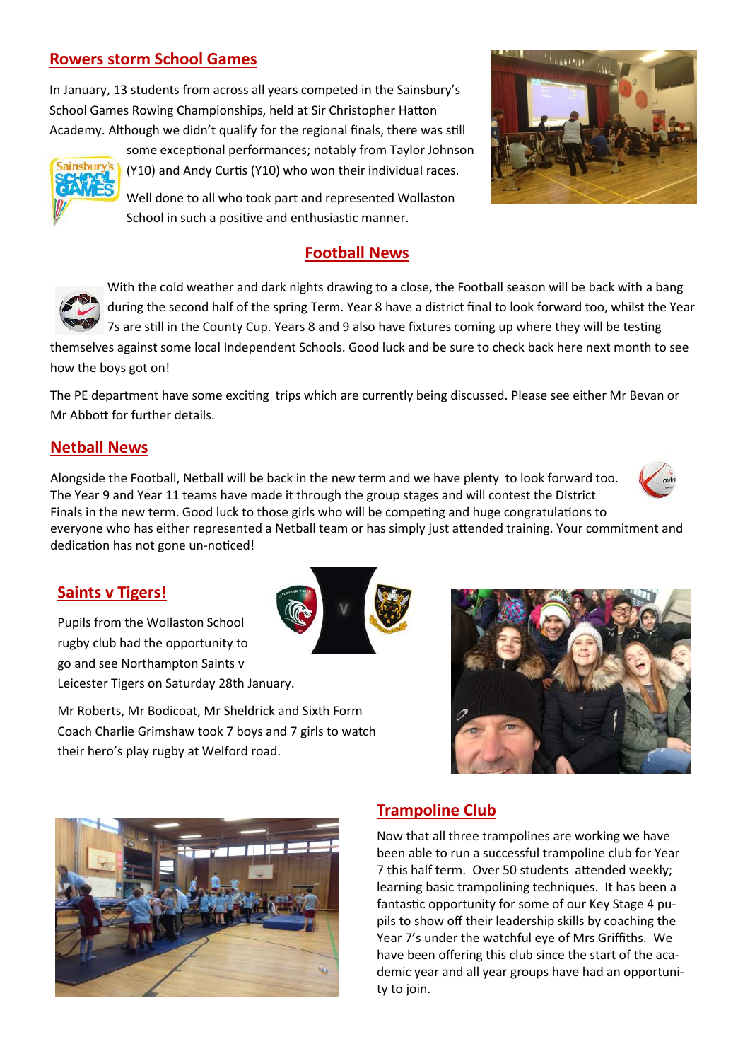## Rowers storm School Games

In January, 13 students from across all years competed in the Sainsbury's School Games Rowing Championships, held at Sir Christopher Hatton Academy. Although we didn't qualify for the regional finals, there was still some exceptional performances; notably from Taylor Johnson (Y10) and Andy Curtis (Y10) who won their individual races.

Well done to all who took part and represented Wollaston School in such a positive and enthusiastic manner.

## Football News

With the cold weather and dark nights drawing to a close, the Football season will be back with a bang during the second half of the spring Term. Year 8 have a district final to look forward too, whilst the Year 7s are still in the County Cup. Years 8 and 9 also have fixtures coming up where they will be testing themselves against some local Independent Schools. Good luck and be sure to check back here next month to see how the boys got on!

The PE department have some exciting trips which are currently being discussed. Please see either Mr Bevan or Mr Abbott for further details.

## Netball News

Alongside the Football, Netball will be back in the new term and we have plenty to look forward too. The Year 9 and Year 11 teams have made it through the group stages and will contest the District Finals in the new term. Good luck to those girls who will be competing and huge congratulations to everyone who has either represented a Netball team or has simply just attended training. Your commitment and dedication has not gone un-noticed!

## Saints v Tigers!

Pupils from the Wollaston School rugby club had the opportunity to go and see Northampton Saints v Leicester Tigers on Saturday 28th January.

Mr Roberts, Mr Bodicoat, Mr Sheldrick and Sixth Form Coach Charlie Grimshaw took 7 boys and 7 girls to watch their hero's play rugby at Welford road.

## Trampoline Club

Now that all three trampolines are working we have been able to run a successful trampoline club for Year 7 this half term. Over 50 students attended weekly; learning basic trampolining techniques. It has been a fantastic opportunity for some of our Key Stage 4 pupils to show off their leadership skills by coaching the Year 7's under the watchful eye of Mrs Griffiths. We have been offering this club since the start of the academic year and all year groups have had an opportunity to join.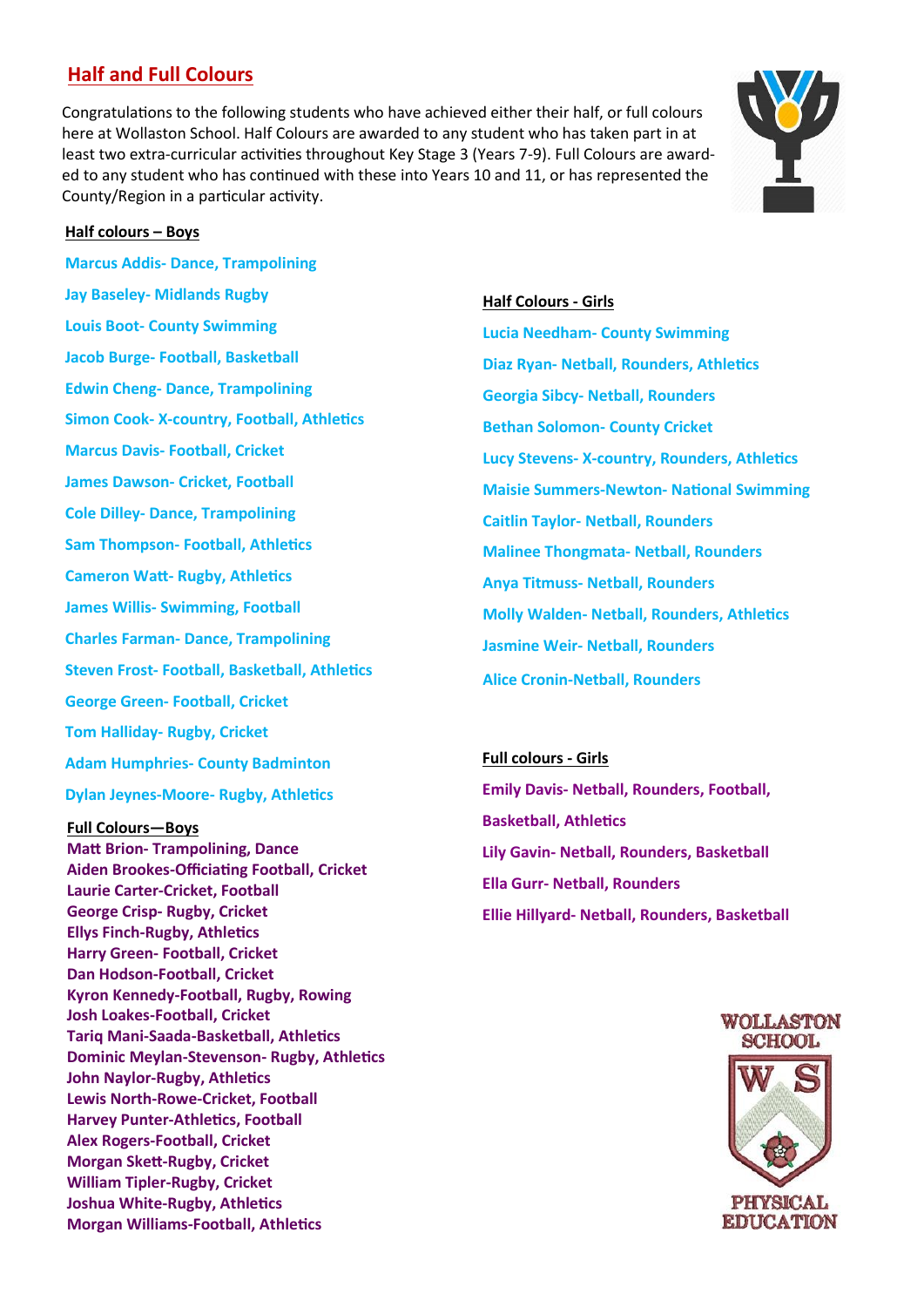## Half and Full Colours

Congratulations to the following students who have achieved either their half, or full colours here at Wollaston School. Half Colours are awarded to any student who has taken part in at least two extra-curricular activities throughout Key Stage 3 (Years 7-9). Full Colours are awarded to any student who has continued with these into Years 10 and 11, or has represented the County/Region in a particular activity.

### Half colours – Boys

- Marcus Addis- Dance, Trampolining
- Jay Baseley- Midlands Rugby
- Louis Boot- County Swimming
- Jacob Burge- Football, Basketball
- Edwin Cheng- Dance, Trampolining
- Simon Cook- X-country, Football, Athletics
- Marcus Davis- Football, Cricket
- James Dawson- Cricket, Football
- Cole Dilley- Dance, Trampolining
- Sam Thompson- Football, Athletics
- Cameron Watt- Rugby, Athletics
- James Willis- Swimming, Football
- Charles Farman- Dance, Trampolining
- Steven Frost- Football, Basketball, Athletics
- George Green- Football, Cricket
- Tom Halliday- Rugby, Cricket
- Adam Humphries- County Badminton
- Dylan Jeynes-Moore- Rugby, Athletics

### Full Colours—Boys

- Matt Brion- Trampolining, Dance
- Aiden Brookes-Officiating Football, Cricket
- Laurie Carter-Cricket, Football
- George Crisp- Rugby, Cricket
- Ellys Finch-Rugby, Athletics
- Harry Green- Football, Cricket
- Dan Hodson-Football, Cricket
- Kyron Kennedy-Football, Rugby, Rowing
- Josh Loakes-Football, Cricket
- Tariq Mani-Saada-Basketball, Athletics
- Dominic Meylan-Stevenson- Rugby, Athletics
- John Naylor-Rugby, Athletics
- Lewis North-Rowe-Cricket, Football
- Harvey Punter-Athletics, Football
- Alex Rogers-Football, Cricket
- Morgan Skett-Rugby, Cricket
- William Tipler-Rugby, Cricket
- Joshua White-Rugby, Athletics
- Morgan Williams-Football, Athletics

### Half Colours - Girls

- Lucia Needham- County Swimming
- Diaz Ryan- Netball, Rounders, Athletics
- Georgia Sibcy- Netball, Rounders
- Bethan Solomon- County Cricket
- Lucy Stevens- X-country, Rounders, Athletics
- Maisie Summers-Newton- National Swimming
- Caitlin Taylor- Netball, Rounders
- Malinee Thongmata- Netball, Rounders
- Anya Titmuss- Netball, Rounders
- Molly Walden- Netball, Rounders, Athletics
- Jasmine Weir- Netball, Rounders
- Alice Cronin-Netball, Rounders

### Full colours - Girls

- Emily Davis- Netball, Rounders, Football, Basketball, Athletics
- Lily Gavin- Netball, Rounders, Basketball
- Ella Gurr- Netball, Rounders
- Ellie Hillyard- Netball, Rounders, Basketball

WOLLASTON SCHOOL
PHYSICAL EDUCATION